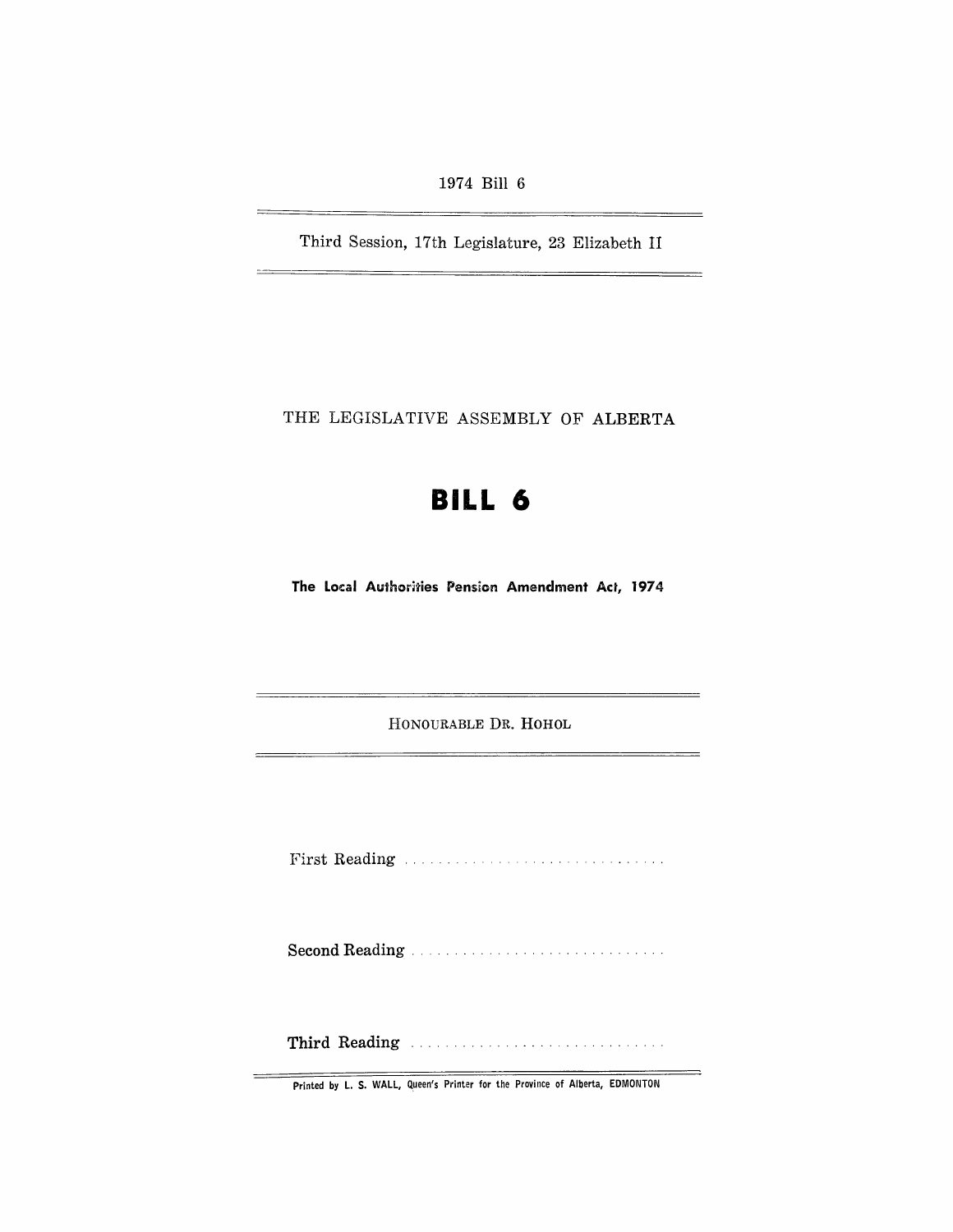1974 Bill 6

Third Session, 17th Legislature, 23 Elizabeth II

THE LEGISLATIVE ASSEMBLY OF ALBERTA

# BILL 6

**The Local Authorities Pension Amendment Act, 1974**

HONOURABLE DR. HOHOL

First Reading . . . . . . . . . . . . . . . . . . . . . . . . . . . . . . .

Second Reading . . . . . . . . . . . . . . . . . . . . . . . . . . . . . .

Third Reading . . . . . . . . . . . . . . . . . . . . . . . . . . . . . . .

Printed by L. S. WALL, Queen's Printer for the Province of Alberta, EDMONTON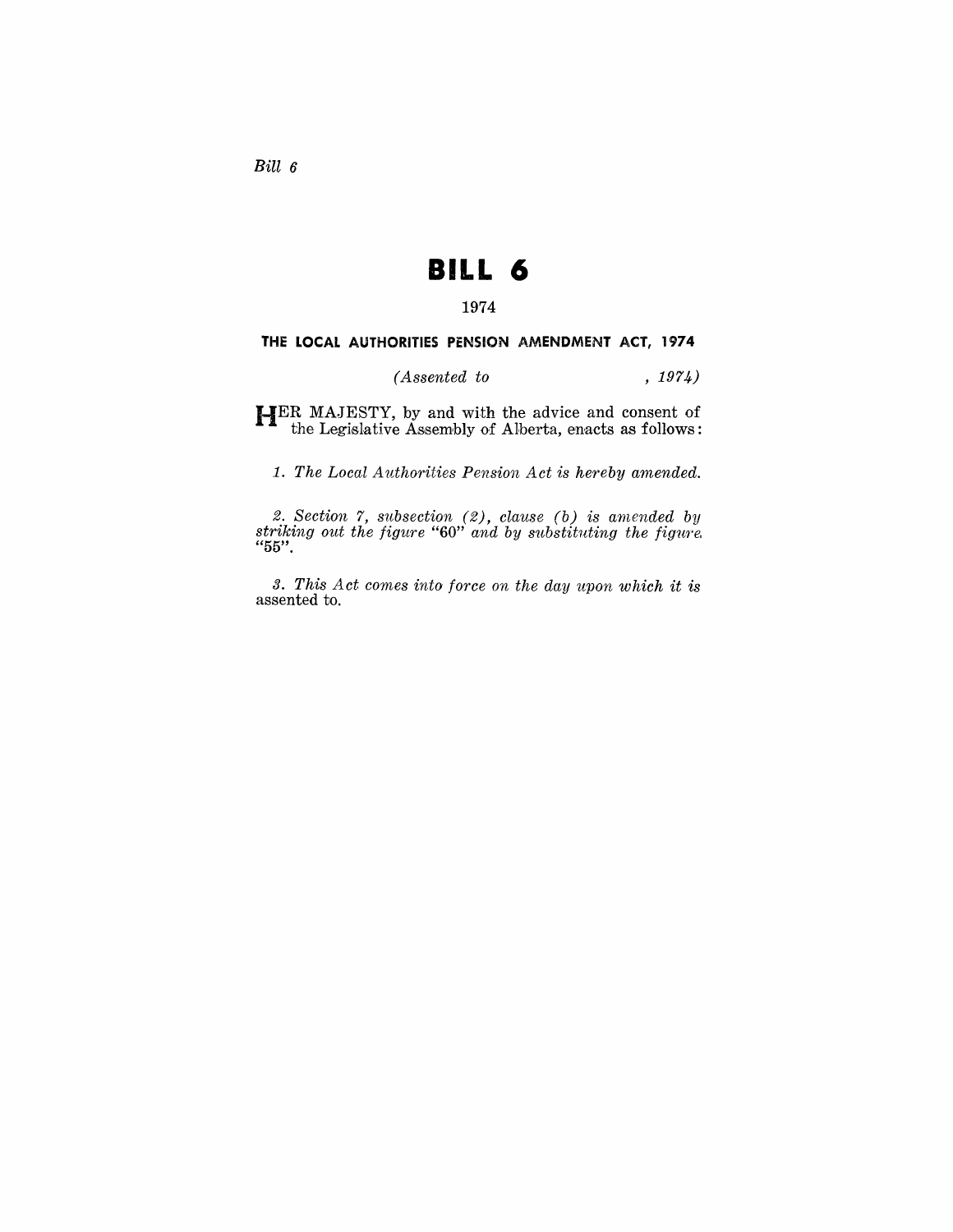*Bill 6*

# BILL 6

1974

## THE LOCAL AUTHORITIES PENSION AMENDMENT ACT, 1974

*(Assented to , 1974)*

HER MAJESTY, by and with the advice and consent of the Legislative Assembly of Alberta, enacts as follows:

*1. The Local Authorities Pension Act is hereby amended.*

*2. Section 7, subsection (2), clause (b) is amended by striking out the figure* "60" *and by substituting the figure* "55".

*3. This Act comes into force on the day upon which it is* assented to.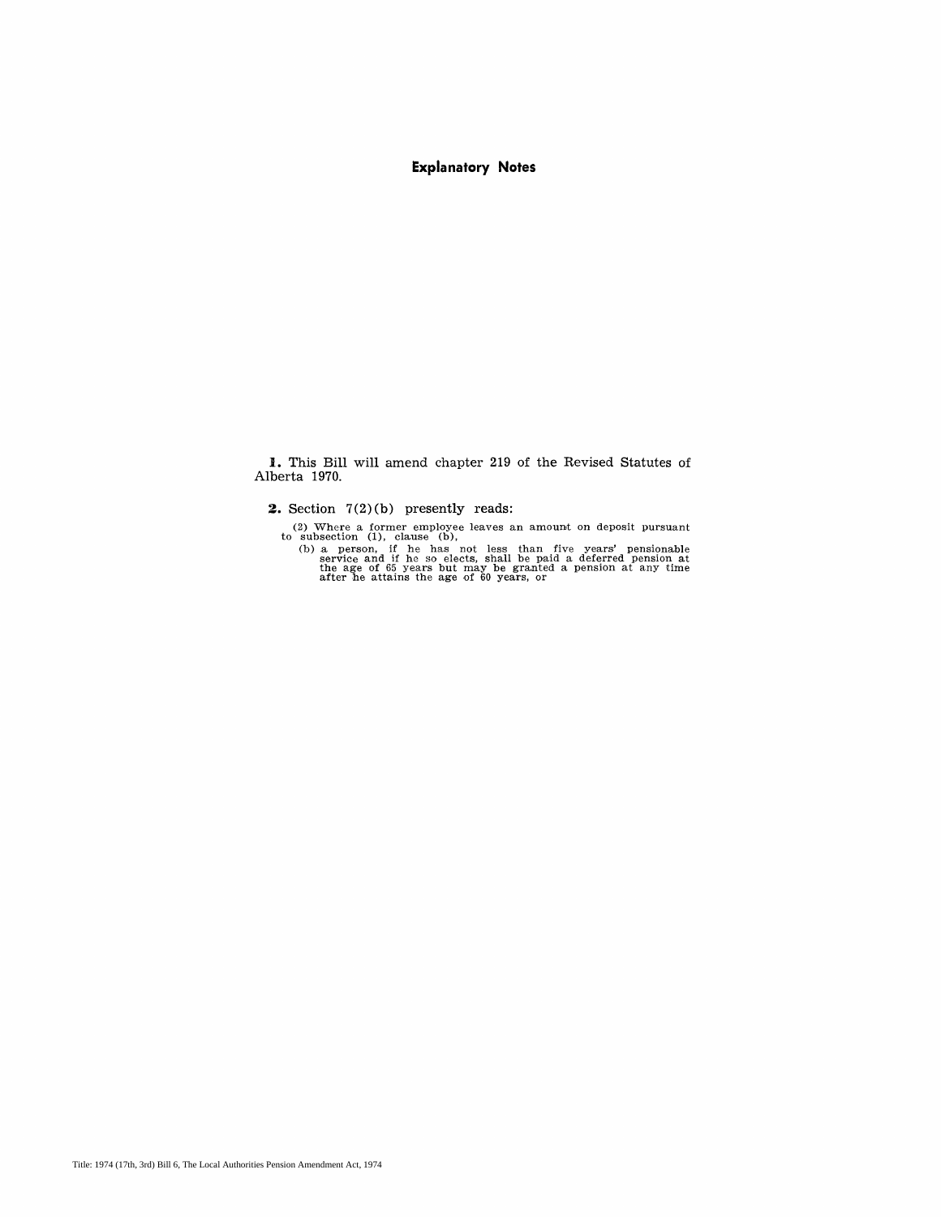## Explanatory Notes

**1.** This Bill will amend chapter 219 of the Revised Statutes of Alberta 1970.

**2.** Section 7(2)(b) presently reads:

(2) Where a former employee leaves an amount on deposit pursuant to subsection (1), clause (b),

(b) a person, if he has not less than five years' pensionable service and if he so elects, shall be paid a deferred pension at the age of 65 years but may be granted a pension at any time after he attains the age of 60 years, or